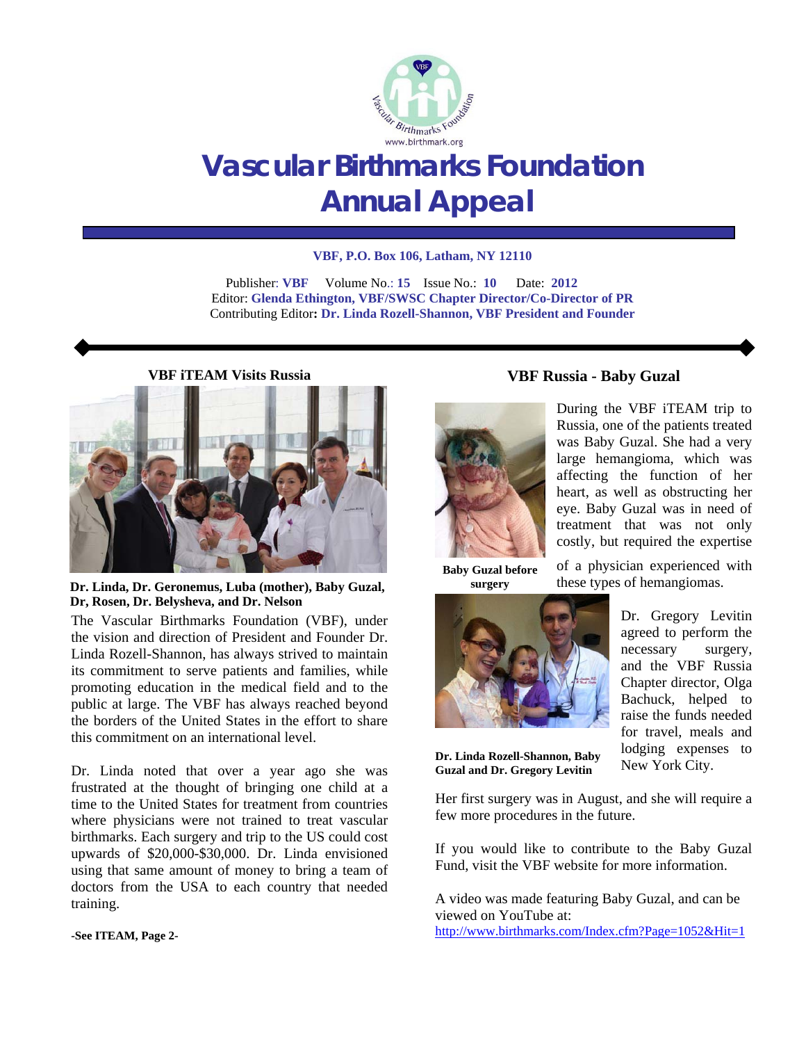# Vascular Birthmarks Foundation Annual Appeal

**VBF, P.O. Box 106, Latham, NY 12110**

Publisher: **VBF** Volume No.: **15** Issue No.: **10** Date: **2012**
Editor: **Glenda Ethington, VBF/SWSC Chapter Director/Co-Director of PR**
Contributing Editor**: Dr. Linda Rozell-Shannon, VBF President and Founder**

## VBF iTEAM Visits Russia

**Dr. Linda, Dr. Geronemus, Luba (mother), Baby Guzal, Dr, Rosen, Dr. Belysheva, and Dr. Nelson**

The Vascular Birthmarks Foundation (VBF), under the vision and direction of President and Founder Dr. Linda Rozell-Shannon, has always strived to maintain its commitment to serve patients and families, while promoting education in the medical field and to the public at large. The VBF has always reached beyond the borders of the United States in the effort to share this commitment on an international level.

Dr. Linda noted that over a year ago she was frustrated at the thought of bringing one child at a time to the United States for treatment from countries where physicians were not trained to treat vascular birthmarks. Each surgery and trip to the US could cost upwards of $20,000-$30,000. Dr. Linda envisioned using that same amount of money to bring a team of doctors from the USA to each country that needed training.

**-See ITEAM, Page 2-**

## VBF Russia - Baby Guzal

**Baby Guzal before surgery**

During the VBF iTEAM trip to Russia, one of the patients treated was Baby Guzal. She had a very large hemangioma, which was affecting the function of her heart, as well as obstructing her eye. Baby Guzal was in need of treatment that was not only costly, but required the expertise of a physician experienced with these types of hemangiomas.

**Dr. Linda Rozell-Shannon, Baby Guzal and Dr. Gregory Levitin**

Dr. Gregory Levitin agreed to perform the necessary surgery, and the VBF Russia Chapter director, Olga Bachuck, helped to raise the funds needed for travel, meals and lodging expenses to New York City.

Her first surgery was in August, and she will require a few more procedures in the future.

If you would like to contribute to the Baby Guzal Fund, visit the VBF website for more information.

A video was made featuring Baby Guzal, and can be viewed on YouTube at:
http://www.birthmarks.com/Index.cfm?Page=1052&Hit=1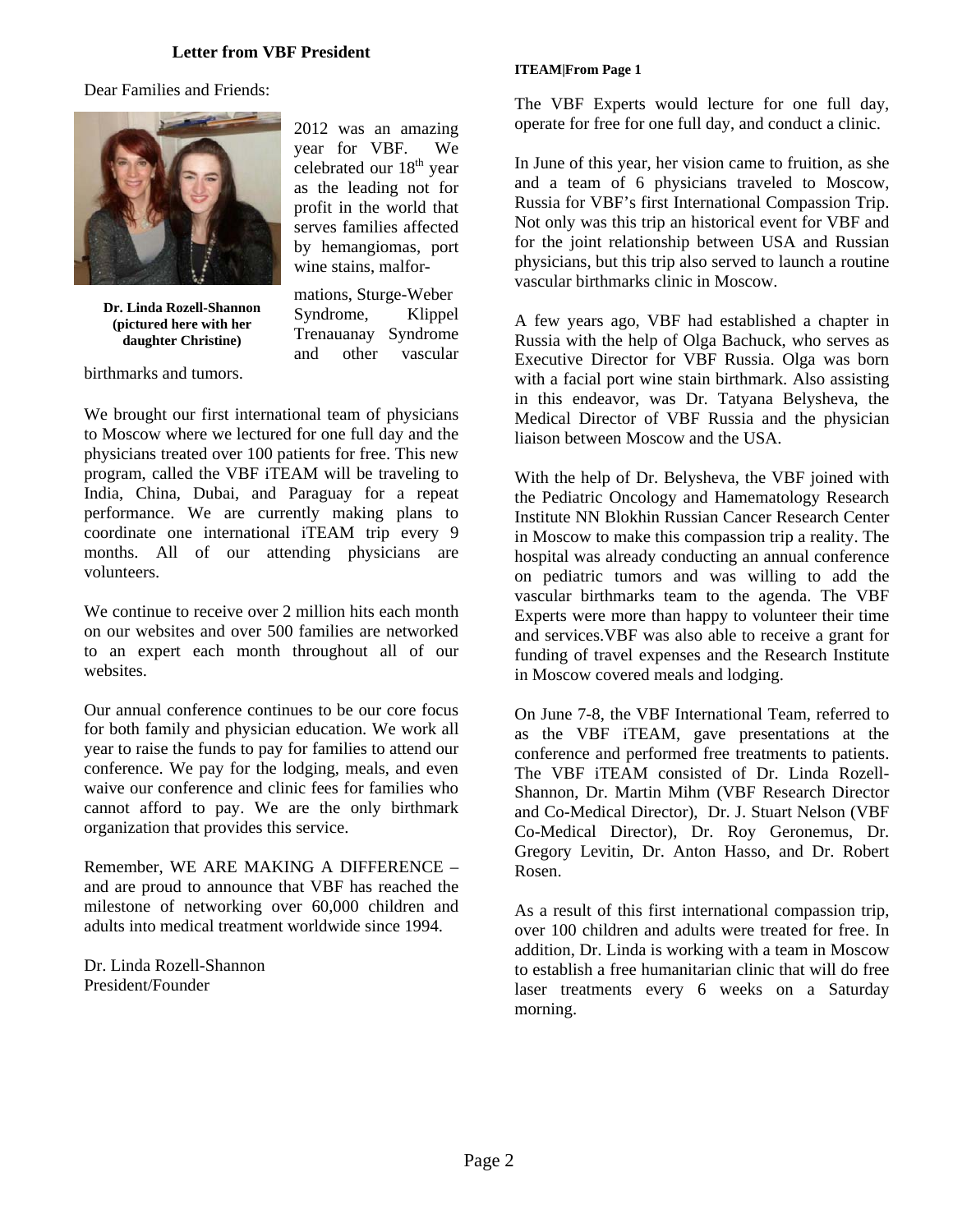## Letter from VBF President

Dear Families and Friends:

2012 was an amazing year for VBF. We celebrated our 18th year as the leading not for profit in the world that serves families affected by hemangiomas, port wine stains, malformations, Sturge-Weber Syndrome, Klippel Trenauanay Syndrome and other vascular birthmarks and tumors.

**Dr. Linda Rozell-Shannon (pictured here with her daughter Christine)**

We brought our first international team of physicians to Moscow where we lectured for one full day and the physicians treated over 100 patients for free. This new program, called the VBF iTEAM will be traveling to India, China, Dubai, and Paraguay for a repeat performance. We are currently making plans to coordinate one international iTEAM trip every 9 months. All of our attending physicians are volunteers.

We continue to receive over 2 million hits each month on our websites and over 500 families are networked to an expert each month throughout all of our websites.

Our annual conference continues to be our core focus for both family and physician education. We work all year to raise the funds to pay for families to attend our conference. We pay for the lodging, meals, and even waive our conference and clinic fees for families who cannot afford to pay. We are the only birthmark organization that provides this service.

Remember, WE ARE MAKING A DIFFERENCE – and are proud to announce that VBF has reached the milestone of networking over 60,000 children and adults into medical treatment worldwide since 1994.

Dr. Linda Rozell-Shannon
President/Founder

**ITEAM|From Page 1**

The VBF Experts would lecture for one full day, operate for free for one full day, and conduct a clinic.

In June of this year, her vision came to fruition, as she and a team of 6 physicians traveled to Moscow, Russia for VBF's first International Compassion Trip. Not only was this trip an historical event for VBF and for the joint relationship between USA and Russian physicians, but this trip also served to launch a routine vascular birthmarks clinic in Moscow.

A few years ago, VBF had established a chapter in Russia with the help of Olga Bachuck, who serves as Executive Director for VBF Russia. Olga was born with a facial port wine stain birthmark. Also assisting in this endeavor, was Dr. Tatyana Belysheva, the Medical Director of VBF Russia and the physician liaison between Moscow and the USA.

With the help of Dr. Belysheva, the VBF joined with the Pediatric Oncology and Hamematology Research Institute NN Blokhin Russian Cancer Research Center in Moscow to make this compassion trip a reality. The hospital was already conducting an annual conference on pediatric tumors and was willing to add the vascular birthmarks team to the agenda. The VBF Experts were more than happy to volunteer their time and services.VBF was also able to receive a grant for funding of travel expenses and the Research Institute in Moscow covered meals and lodging.

On June 7-8, the VBF International Team, referred to as the VBF iTEAM, gave presentations at the conference and performed free treatments to patients. The VBF iTEAM consisted of Dr. Linda Rozell-Shannon, Dr. Martin Mihm (VBF Research Director and Co-Medical Director), Dr. J. Stuart Nelson (VBF Co-Medical Director), Dr. Roy Geronemus, Dr. Gregory Levitin, Dr. Anton Hasso, and Dr. Robert Rosen.

As a result of this first international compassion trip, over 100 children and adults were treated for free. In addition, Dr. Linda is working with a team in Moscow to establish a free humanitarian clinic that will do free laser treatments every 6 weeks on a Saturday morning.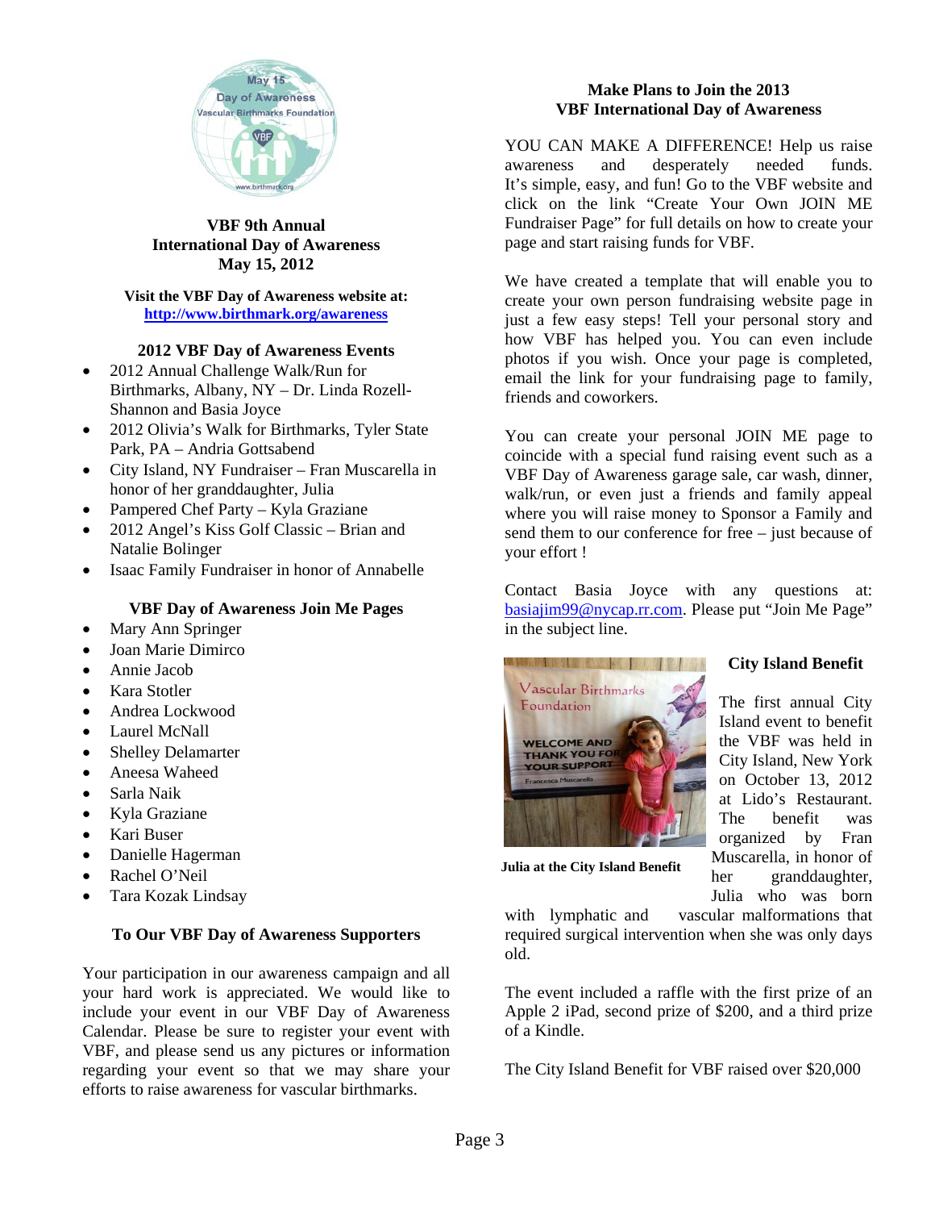## VBF 9th Annual International Day of Awareness May 15, 2012

**Visit the VBF Day of Awareness website at:** [http://www.birthmark.org/awareness](http://www.birthmark.org/awareness)

### 2012 VBF Day of Awareness Events

- 2012 Annual Challenge Walk/Run for Birthmarks, Albany, NY – Dr. Linda Rozell-Shannon and Basia Joyce
- 2012 Olivia's Walk for Birthmarks, Tyler State Park, PA – Andria Gottsabend
- City Island, NY Fundraiser – Fran Muscarella in honor of her granddaughter, Julia
- Pampered Chef Party – Kyla Graziane
- 2012 Angel's Kiss Golf Classic – Brian and Natalie Bolinger
- Isaac Family Fundraiser in honor of Annabelle

### VBF Day of Awareness Join Me Pages

- Mary Ann Springer
- Joan Marie Dimirco
- Annie Jacob
- Kara Stotler
- Andrea Lockwood
- Laurel McNall
- Shelley Delamarter
- Aneesa Waheed
- Sarla Naik
- Kyla Graziane
- Kari Buser
- Danielle Hagerman
- Rachel O'Neil
- Tara Kozak Lindsay

### To Our VBF Day of Awareness Supporters

Your participation in our awareness campaign and all your hard work is appreciated. We would like to include your event in our VBF Day of Awareness Calendar. Please be sure to register your event with VBF, and please send us any pictures or information regarding your event so that we may share your efforts to raise awareness for vascular birthmarks.

### Make Plans to Join the 2013 VBF International Day of Awareness

YOU CAN MAKE A DIFFERENCE! Help us raise awareness and desperately needed funds. It's simple, easy, and fun! Go to the VBF website and click on the link "Create Your Own JOIN ME Fundraiser Page" for full details on how to create your page and start raising funds for VBF.

We have created a template that will enable you to create your own person fundraising website page in just a few easy steps! Tell your personal story and how VBF has helped you. You can even include photos if you wish. Once your page is completed, email the link for your fundraising page to family, friends and coworkers.

You can create your personal JOIN ME page to coincide with a special fund raising event such as a VBF Day of Awareness garage sale, car wash, dinner, walk/run, or even just a friends and family appeal where you will raise money to Sponsor a Family and send them to our conference for free – just because of your effort !

Contact Basia Joyce with any questions at: [basiajim99@nycap.rr.com](mailto:basiajim99@nycap.rr.com). Please put "Join Me Page" in the subject line.

### City Island Benefit

**Julia at the City Island Benefit**

The first annual City Island event to benefit the VBF was held in City Island, New York on October 13, 2012 at Lido's Restaurant. The benefit was organized by Fran Muscarella, in honor of her granddaughter, Julia who was born with lymphatic and vascular malformations that required surgical intervention when she was only days old.

The event included a raffle with the first prize of an Apple 2 iPad, second prize of $200, and a third prize of a Kindle.

The City Island Benefit for VBF raised over $20,000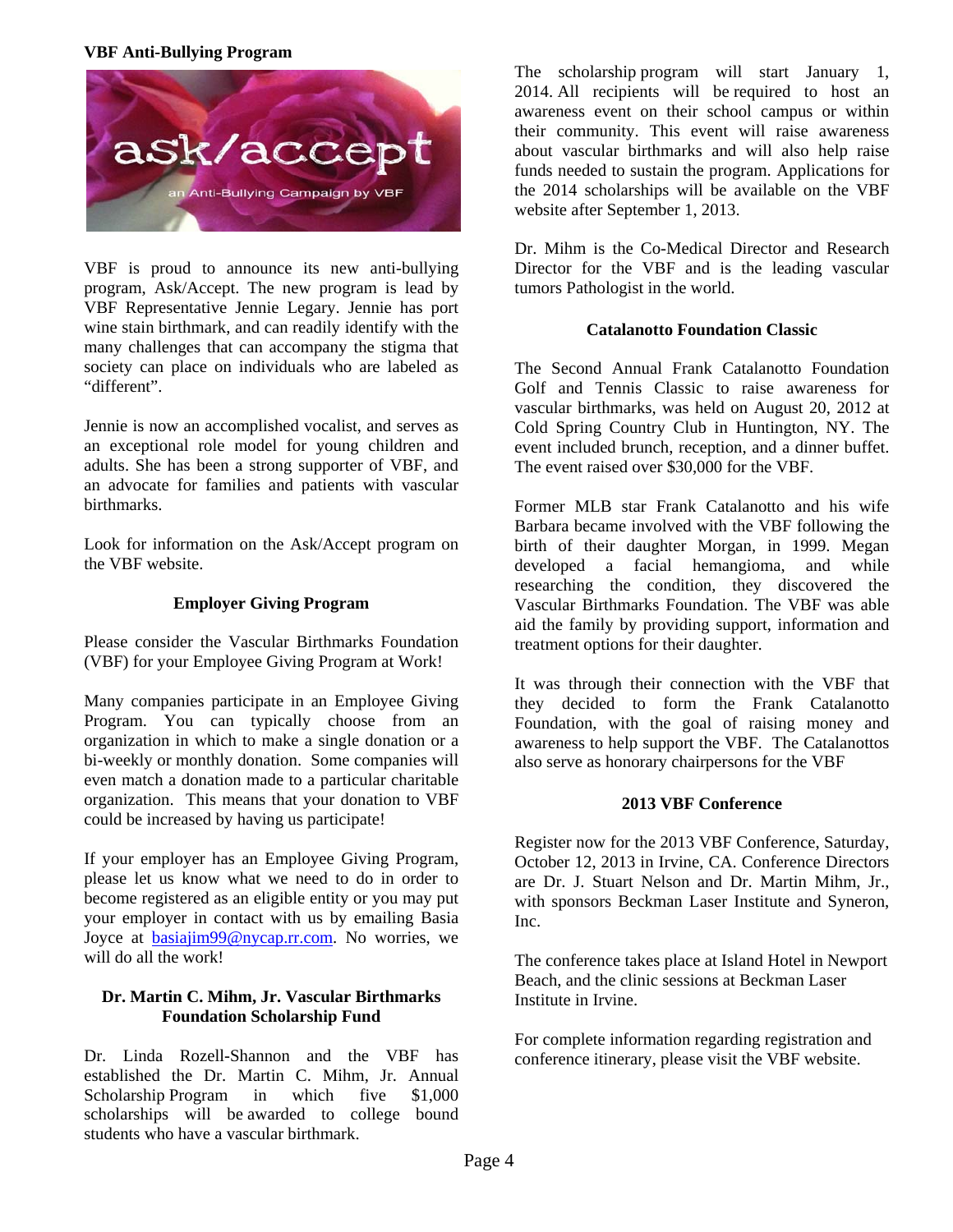**VBF Anti-Bullying Program**

VBF is proud to announce its new anti-bullying program, Ask/Accept. The new program is lead by VBF Representative Jennie Legary. Jennie has port wine stain birthmark, and can readily identify with the many challenges that can accompany the stigma that society can place on individuals who are labeled as "different".

Jennie is now an accomplished vocalist, and serves as an exceptional role model for young children and adults. She has been a strong supporter of VBF, and an advocate for families and patients with vascular birthmarks.

Look for information on the Ask/Accept program on the VBF website.

### Employer Giving Program

Please consider the Vascular Birthmarks Foundation (VBF) for your Employee Giving Program at Work!

Many companies participate in an Employee Giving Program. You can typically choose from an organization in which to make a single donation or a bi-weekly or monthly donation. Some companies will even match a donation made to a particular charitable organization. This means that your donation to VBF could be increased by having us participate!

If your employer has an Employee Giving Program, please let us know what we need to do in order to become registered as an eligible entity or you may put your employer in contact with us by emailing Basia Joyce at basiajim99@nycap.rr.com. No worries, we will do all the work!

### Dr. Martin C. Mihm, Jr. Vascular Birthmarks Foundation Scholarship Fund

Dr. Linda Rozell-Shannon and the VBF has established the Dr. Martin C. Mihm, Jr. Annual Scholarship Program in which five $1,000 scholarships will be awarded to college bound students who have a vascular birthmark.

The scholarship program will start January 1, 2014. All recipients will be required to host an awareness event on their school campus or within their community. This event will raise awareness about vascular birthmarks and will also help raise funds needed to sustain the program. Applications for the 2014 scholarships will be available on the VBF website after September 1, 2013.

Dr. Mihm is the Co-Medical Director and Research Director for the VBF and is the leading vascular tumors Pathologist in the world.

### Catalanotto Foundation Classic

The Second Annual Frank Catalanotto Foundation Golf and Tennis Classic to raise awareness for vascular birthmarks, was held on August 20, 2012 at Cold Spring Country Club in Huntington, NY. The event included brunch, reception, and a dinner buffet. The event raised over $30,000 for the VBF.

Former MLB star Frank Catalanotto and his wife Barbara became involved with the VBF following the birth of their daughter Morgan, in 1999. Megan developed a facial hemangioma, and while researching the condition, they discovered the Vascular Birthmarks Foundation. The VBF was able aid the family by providing support, information and treatment options for their daughter.

It was through their connection with the VBF that they decided to form the Frank Catalanotto Foundation, with the goal of raising money and awareness to help support the VBF. The Catalanottos also serve as honorary chairpersons for the VBF

### 2013 VBF Conference

Register now for the 2013 VBF Conference, Saturday, October 12, 2013 in Irvine, CA. Conference Directors are Dr. J. Stuart Nelson and Dr. Martin Mihm, Jr., with sponsors Beckman Laser Institute and Syneron, Inc.

The conference takes place at Island Hotel in Newport Beach, and the clinic sessions at Beckman Laser Institute in Irvine.

For complete information regarding registration and conference itinerary, please visit the VBF website.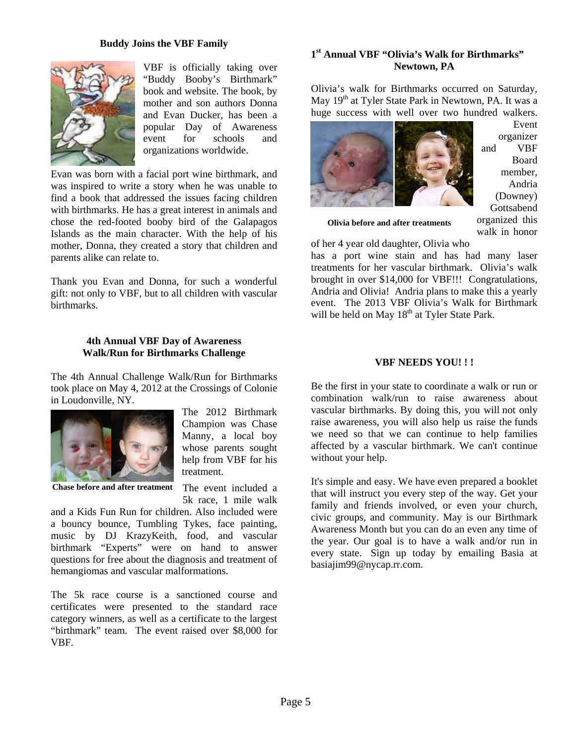## Buddy Joins the VBF Family

VBF is officially taking over "Buddy Booby's Birthmark" book and website. The book, by mother and son authors Donna and Evan Ducker, has been a popular Day of Awareness event for schools and organizations worldwide.

Evan was born with a facial port wine birthmark, and was inspired to write a story when he was unable to find a book that addressed the issues facing children with birthmarks. He has a great interest in animals and chose the red-footed booby bird of the Galapagos Islands as the main character. With the help of his mother, Donna, they created a story that children and parents alike can relate to.

Thank you Evan and Donna, for such a wonderful gift: not only to VBF, but to all children with vascular birthmarks.

## 4th Annual VBF Day of Awareness Walk/Run for Birthmarks Challenge

The 4th Annual Challenge Walk/Run for Birthmarks took place on May 4, 2012 at the Crossings of Colonie in Loudonville, NY.

**Chase before and after treatment**

The 2012 Birthmark Champion was Chase Manny, a local boy whose parents sought help from VBF for his treatment.

The event included a 5k race, 1 mile walk and a Kids Fun Run for children. Also included were a bouncy bounce, Tumbling Tykes, face painting, music by DJ KrazyKeith, food, and vascular birthmark "Experts" were on hand to answer questions for free about the diagnosis and treatment of hemangiomas and vascular malformations.

The 5k race course is a sanctioned course and certificates were presented to the standard race category winners, as well as a certificate to the largest "birthmark" team. The event raised over $8,000 for VBF.

## 1st Annual VBF "Olivia's Walk for Birthmarks" Newtown, PA

Olivia's walk for Birthmarks occurred on Saturday, May 19th at Tyler State Park in Newtown, PA. It was a huge success with well over two hundred walkers.

**Olivia before and after treatments**

Event organizer and VBF Board member, Andria (Downey) Gottsabend organized this walk in honor of her 4 year old daughter, Olivia who has a port wine stain and has had many laser treatments for her vascular birthmark. Olivia's walk brought in over $14,000 for VBF!!! Congratulations, Andria and Olivia! Andria plans to make this a yearly event. The 2013 VBF Olivia's Walk for Birthmark will be held on May 18th at Tyler State Park.

## VBF NEEDS YOU! ! !

Be the first in your state to coordinate a walk or run or combination walk/run to raise awareness about vascular birthmarks. By doing this, you will not only raise awareness, you will also help us raise the funds we need so that we can continue to help families affected by a vascular birthmark. We can't continue without your help.

It's simple and easy. We have even prepared a booklet that will instruct you every step of the way. Get your family and friends involved, or even your church, civic groups, and community. May is our Birthmark Awareness Month but you can do an even any time of the year. Our goal is to have a walk and/or run in every state. Sign up today by emailing Basia at basiajim99@nycap.rr.com.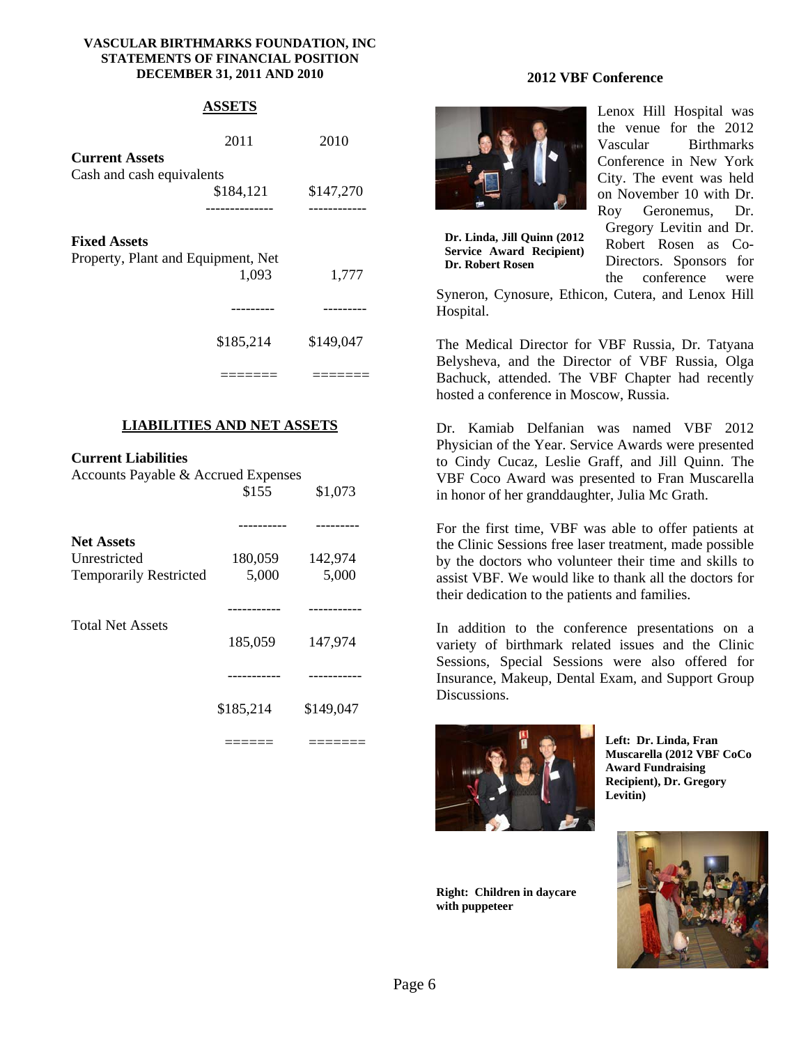**VASCULAR BIRTHMARKS FOUNDATION, INC**
**STATEMENTS OF FINANCIAL POSITION**
**DECEMBER 31, 2011 AND 2010**

## ASSETS

| | 2011 | 2010 |
|---|---|---|
| **Current Assets** | | |
| Cash and cash equivalents | $184,121 | $147,270 |
| **Fixed Assets** | | |
| Property, Plant and Equipment, Net | 1,093 | 1,777 |
| | $185,214 | $149,047 |

## LIABILITIES AND NET ASSETS

| | 2011 | 2010 |
|---|---|---|
| **Current Liabilities** | | |
| Accounts Payable & Accrued Expenses | $155 | $1,073 |
| **Net Assets** | | |
| Unrestricted | 180,059 | 142,974 |
| Temporarily Restricted | 5,000 | 5,000 |
| Total Net Assets | 185,059 | 147,974 |
| | $185,214 | $149,047 |

## 2012 VBF Conference

**Dr. Linda, Jill Quinn (2012 Service Award Recipient) Dr. Robert Rosen**

Lenox Hill Hospital was the venue for the 2012 Vascular Birthmarks Conference in New York City. The event was held on November 10 with Dr. Roy Geronemus, Dr. Gregory Levitin and Dr. Robert Rosen as Co-Directors. Sponsors for the conference were Syneron, Cynosure, Ethicon, Cutera, and Lenox Hill Hospital.

The Medical Director for VBF Russia, Dr. Tatyana Belysheva, and the Director of VBF Russia, Olga Bachuck, attended. The VBF Chapter had recently hosted a conference in Moscow, Russia.

Dr. Kamiab Delfanian was named VBF 2012 Physician of the Year. Service Awards were presented to Cindy Cucaz, Leslie Graff, and Jill Quinn. The VBF Coco Award was presented to Fran Muscarella in honor of her granddaughter, Julia Mc Grath.

For the first time, VBF was able to offer patients at the Clinic Sessions free laser treatment, made possible by the doctors who volunteer their time and skills to assist VBF. We would like to thank all the doctors for their dedication to the patients and families.

In addition to the conference presentations on a variety of birthmark related issues and the Clinic Sessions, Special Sessions were also offered for Insurance, Makeup, Dental Exam, and Support Group Discussions.

**Left: Dr. Linda, Fran Muscarella (2012 VBF CoCo Award Fundraising Recipient), Dr. Gregory Levitin)**

**Right: Children in daycare with puppeteer**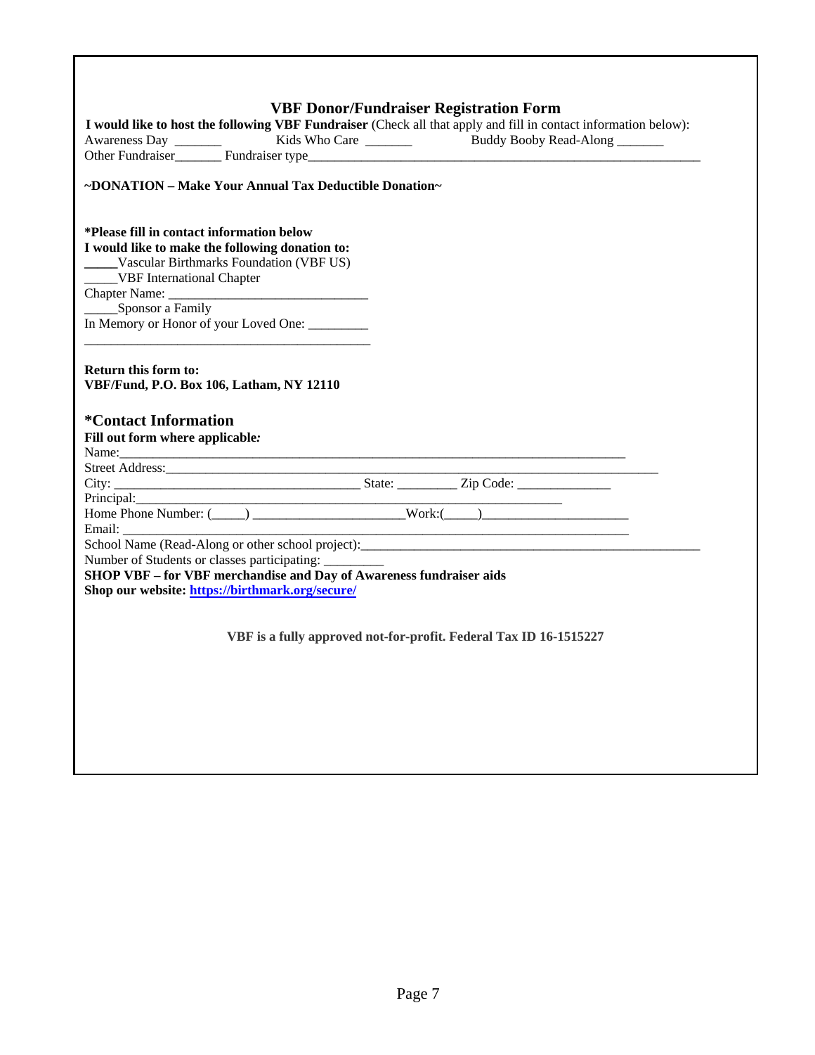## VBF Donor/Fundraiser Registration Form

**I would like to host the following VBF Fundraiser** (Check all that apply and fill in contact information below):

Awareness Day _______ Kids Who Care _______ Buddy Booby Read-Along _______

Other Fundraiser_______ Fundraiser type_______________________________________________________________

**~DONATION – Make Your Annual Tax Deductible Donation~**

**\*Please fill in contact information below**
**I would like to make the following donation to:**

_____Vascular Birthmarks Foundation (VBF US)
_____VBF International Chapter
Chapter Name: ______________________________
_____Sponsor a Family
In Memory or Honor of your Loved One: _________
____________________________________________

**Return this form to:**
**VBF/Fund, P.O. Box 106, Latham, NY 12110**

### *Contact Information

**Fill out form where applicable*:***

Name:___________________________________________________________________________

Street Address:___________________________________________________________________________

City: ____________________________________ State: _________ Zip Code: ______________

Principal:_________________________________________________________________

Home Phone Number: (_____) ______________________Work:(_____)______________________

Email: ___________________________________________________________________________

School Name (Read-Along or other school project):_____________________________________________________

Number of Students or classes participating: _________

**SHOP VBF – for VBF merchandise and Day of Awareness fundraiser aids**
**Shop our website: [https://birthmark.org/secure/](https://birthmark.org/secure/)**

**VBF is a fully approved not-for-profit. Federal Tax ID 16-1515227**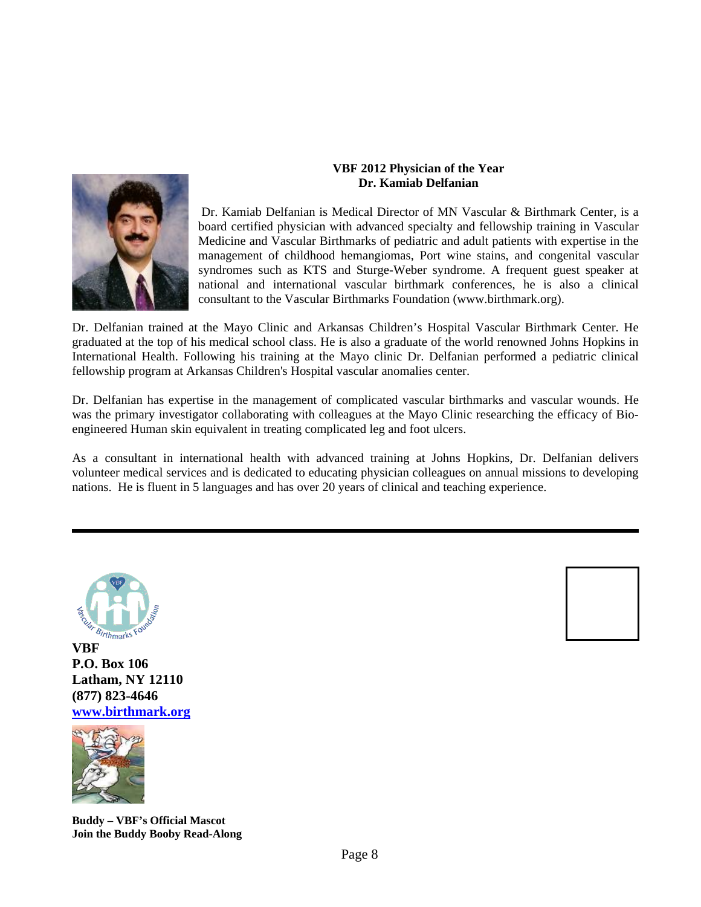**VBF 2012 Physician of the Year**
**Dr. Kamiab Delfanian**

Dr. Kamiab Delfanian is Medical Director of MN Vascular & Birthmark Center, is a board certified physician with advanced specialty and fellowship training in Vascular Medicine and Vascular Birthmarks of pediatric and adult patients with expertise in the management of childhood hemangiomas, Port wine stains, and congenital vascular syndromes such as KTS and Sturge-Weber syndrome. A frequent guest speaker at national and international vascular birthmark conferences, he is also a clinical consultant to the Vascular Birthmarks Foundation (www.birthmark.org).

Dr. Delfanian trained at the Mayo Clinic and Arkansas Children's Hospital Vascular Birthmark Center. He graduated at the top of his medical school class. He is also a graduate of the world renowned Johns Hopkins in International Health. Following his training at the Mayo clinic Dr. Delfanian performed a pediatric clinical fellowship program at Arkansas Children's Hospital vascular anomalies center.

Dr. Delfanian has expertise in the management of complicated vascular birthmarks and vascular wounds. He was the primary investigator collaborating with colleagues at the Mayo Clinic researching the efficacy of Bio-engineered Human skin equivalent in treating complicated leg and foot ulcers.

As a consultant in international health with advanced training at Johns Hopkins, Dr. Delfanian delivers volunteer medical services and is dedicated to educating physician colleagues on annual missions to developing nations. He is fluent in 5 languages and has over 20 years of clinical and teaching experience.

---

**VBF**
**P.O. Box 106**
**Latham, NY 12110**
**(877) 823-4646**
**www.birthmark.org**

**Buddy – VBF's Official Mascot**
**Join the Buddy Booby Read-Along**